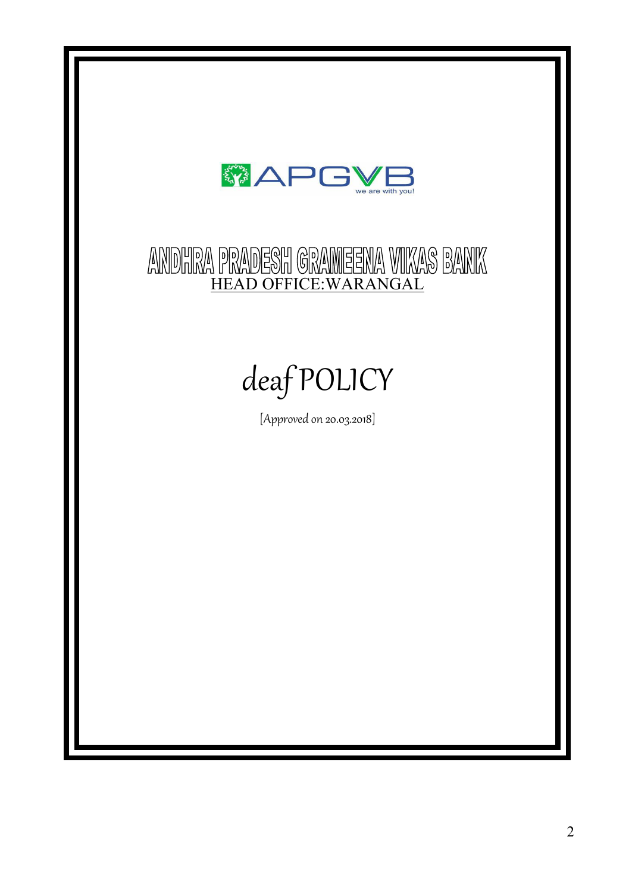APGVB

we are with you!

# ANDHRA PRADESH GRAMEENA VIKAS BANK

HEAD OFFICE:WARANGAL

# deaf POLICY

[Approved on 20.03.2018]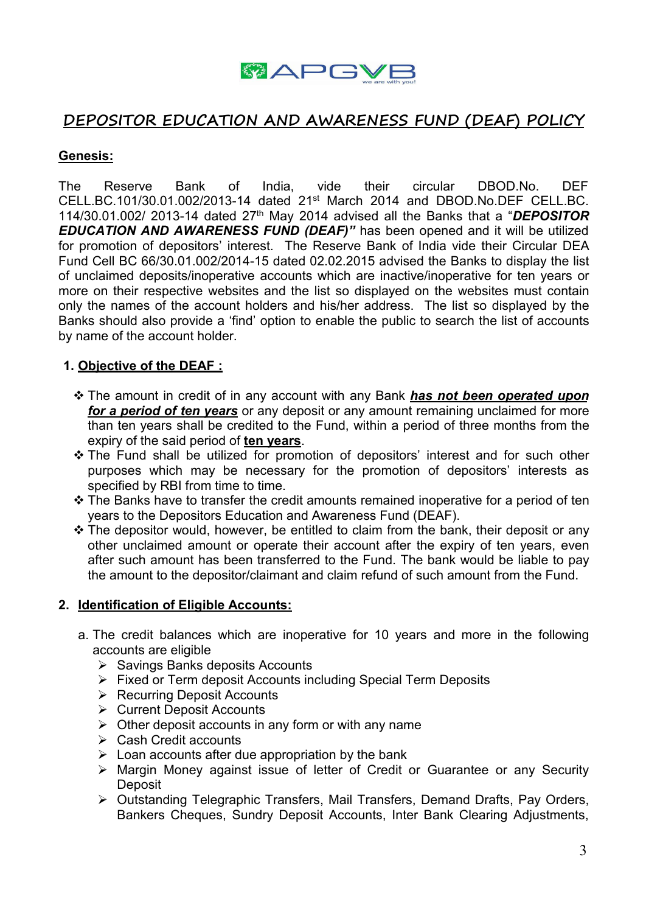# DEPOSITOR EDUCATION AND AWARENESS FUND (DEAF) POLICY

**Genesis:**

The Reserve Bank of India, vide their circular DBOD.No. DEF CELL.BC.101/30.01.002/2013-14 dated 21st March 2014 and DBOD.No.DEF CELL.BC. 114/30.01.002/ 2013-14 dated 27th May 2014 advised all the Banks that a "***DEPOSITOR EDUCATION AND AWARENESS FUND (DEAF)"*** has been opened and it will be utilized for promotion of depositors' interest. The Reserve Bank of India vide their Circular DEA Fund Cell BC 66/30.01.002/2014-15 dated 02.02.2015 advised the Banks to display the list of unclaimed deposits/inoperative accounts which are inactive/inoperative for ten years or more on their respective websites and the list so displayed on the websites must contain only the names of the account holders and his/her address. The list so displayed by the Banks should also provide a 'find' option to enable the public to search the list of accounts by name of the account holder.

## 1. Objective of the DEAF :

- The amount in credit of in any account with any Bank ***has not been operated upon for a period of ten years*** or any deposit or any amount remaining unclaimed for more than ten years shall be credited to the Fund, within a period of three months from the expiry of the said period of **ten years**.
- The Fund shall be utilized for promotion of depositors' interest and for such other purposes which may be necessary for the promotion of depositors' interests as specified by RBI from time to time.
- The Banks have to transfer the credit amounts remained inoperative for a period of ten years to the Depositors Education and Awareness Fund (DEAF).
- The depositor would, however, be entitled to claim from the bank, their deposit or any other unclaimed amount or operate their account after the expiry of ten years, even after such amount has been transferred to the Fund. The bank would be liable to pay the amount to the depositor/claimant and claim refund of such amount from the Fund.

## 2. Identification of Eligible Accounts:

a. The credit balances which are inoperative for 10 years and more in the following accounts are eligible
   - Savings Banks deposits Accounts
   - Fixed or Term deposit Accounts including Special Term Deposits
   - Recurring Deposit Accounts
   - Current Deposit Accounts
   - Other deposit accounts in any form or with any name
   - Cash Credit accounts
   - Loan accounts after due appropriation by the bank
   - Margin Money against issue of letter of Credit or Guarantee or any Security Deposit
   - Outstanding Telegraphic Transfers, Mail Transfers, Demand Drafts, Pay Orders, Bankers Cheques, Sundry Deposit Accounts, Inter Bank Clearing Adjustments,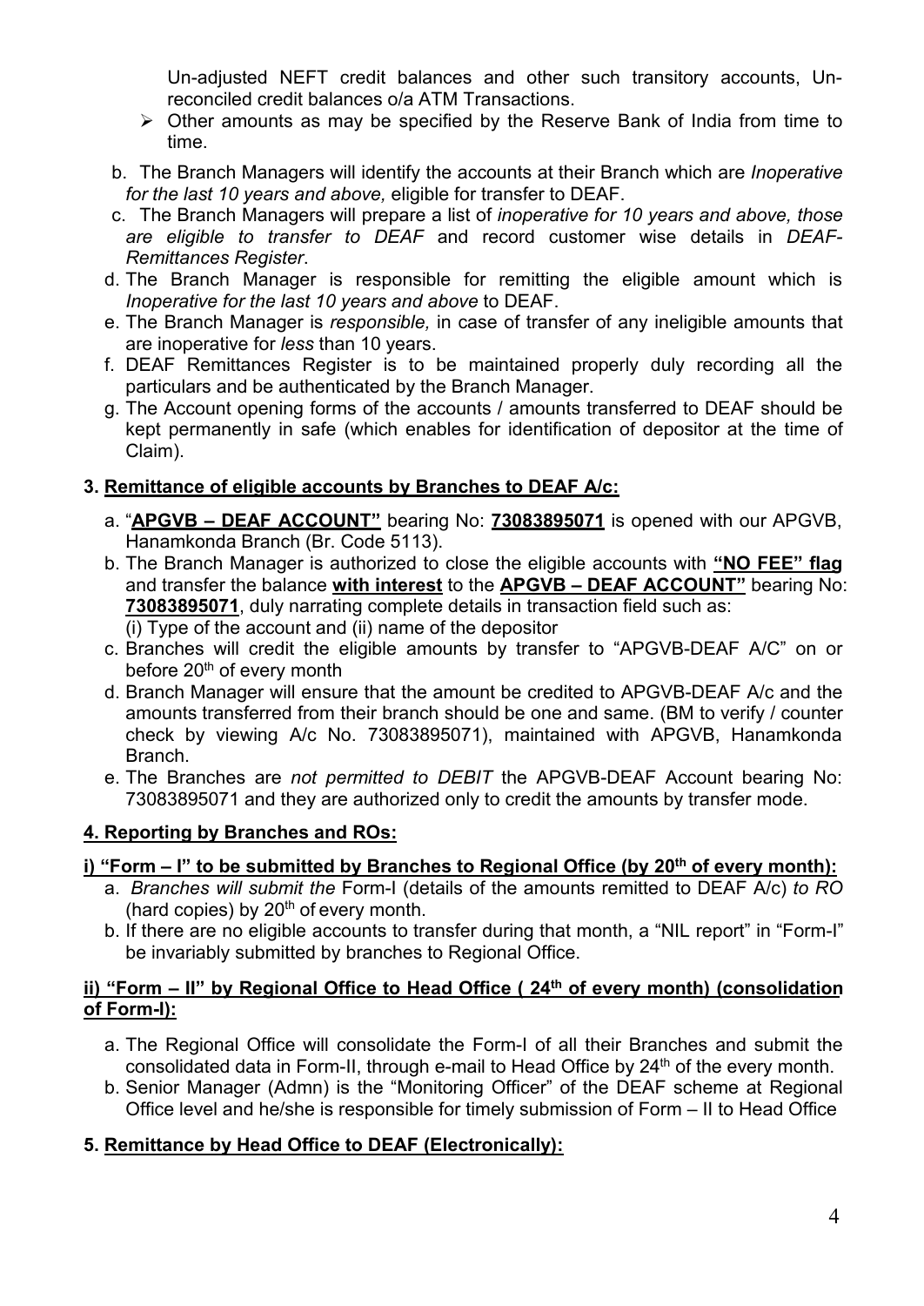Un-adjusted NEFT credit balances and other such transitory accounts, Un-reconciled credit balances o/a ATM Transactions.

- ➢ Other amounts as may be specified by the Reserve Bank of India from time to time.

b. The Branch Managers will identify the accounts at their Branch which are *Inoperative for the last 10 years and above,* eligible for transfer to DEAF.

c. The Branch Managers will prepare a list of *inoperative for 10 years and above, those are eligible to transfer to DEAF* and record customer wise details in *DEAF-Remittances Register*.

d. The Branch Manager is responsible for remitting the eligible amount which is *Inoperative for the last 10 years and above* to DEAF.

e. The Branch Manager is *responsible,* in case of transfer of any ineligible amounts that are inoperative for *less* than 10 years.

f. DEAF Remittances Register is to be maintained properly duly recording all the particulars and be authenticated by the Branch Manager.

g. The Account opening forms of the accounts / amounts transferred to DEAF should be kept permanently in safe (which enables for identification of depositor at the time of Claim).

## 3. Remittance of eligible accounts by Branches to DEAF A/c:

a. "**APGVB – DEAF ACCOUNT"** bearing No: **73083895071** is opened with our APGVB, Hanamkonda Branch (Br. Code 5113).

b. The Branch Manager is authorized to close the eligible accounts with **"NO FEE" flag** and transfer the balance **with interest** to the **APGVB – DEAF ACCOUNT"** bearing No: **73083895071**, duly narrating complete details in transaction field such as:
(i) Type of the account and (ii) name of the depositor

c. Branches will credit the eligible amounts by transfer to "APGVB-DEAF A/C" on or before 20th of every month

d. Branch Manager will ensure that the amount be credited to APGVB-DEAF A/c and the amounts transferred from their branch should be one and same. (BM to verify / counter check by viewing A/c No. 73083895071), maintained with APGVB, Hanamkonda Branch.

e. The Branches are *not permitted to DEBIT* the APGVB-DEAF Account bearing No: 73083895071 and they are authorized only to credit the amounts by transfer mode.

## 4. Reporting by Branches and ROs:

### i) "Form – I" to be submitted by Branches to Regional Office (by 20th of every month):

a. *Branches will submit the* Form-I (details of the amounts remitted to DEAF A/c) *to RO* (hard copies) by 20th of every month.

b. If there are no eligible accounts to transfer during that month, a "NIL report" in "Form-I" be invariably submitted by branches to Regional Office.

### ii) "Form – II" by Regional Office to Head Office ( 24th of every month) (consolidation of Form-I):

a. The Regional Office will consolidate the Form-I of all their Branches and submit the consolidated data in Form-II, through e-mail to Head Office by 24th of the every month.

b. Senior Manager (Admn) is the "Monitoring Officer" of the DEAF scheme at Regional Office level and he/she is responsible for timely submission of Form – II to Head Office

## 5. Remittance by Head Office to DEAF (Electronically):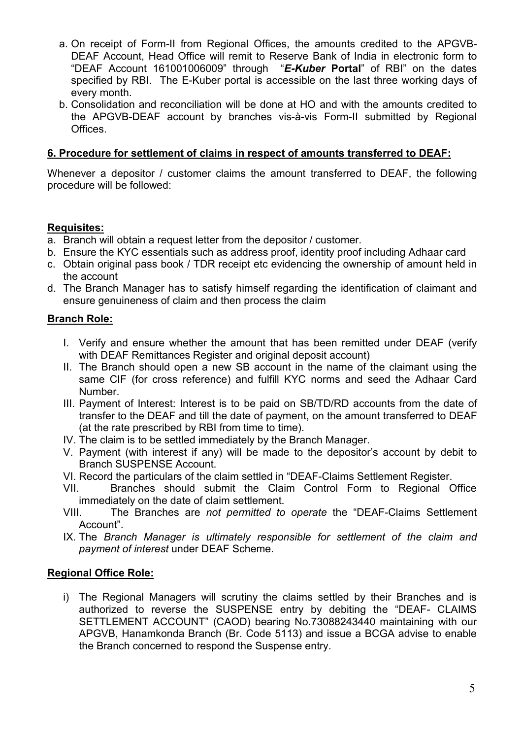a. On receipt of Form-II from Regional Offices, the amounts credited to the APGVB-DEAF Account, Head Office will remit to Reserve Bank of India in electronic form to "DEAF Account 161001006009" through "***E-Kuber* Portal**" of RBI" on the dates specified by RBI. The E-Kuber portal is accessible on the last three working days of every month.
b. Consolidation and reconciliation will be done at HO and with the amounts credited to the APGVB-DEAF account by branches vis-à-vis Form-II submitted by Regional Offices.

**6. Procedure for settlement of claims in respect of amounts transferred to DEAF:**

Whenever a depositor / customer claims the amount transferred to DEAF, the following procedure will be followed:

**Requisites:**

a. Branch will obtain a request letter from the depositor / customer.
b. Ensure the KYC essentials such as address proof, identity proof including Adhaar card
c. Obtain original pass book / TDR receipt etc evidencing the ownership of amount held in the account
d. The Branch Manager has to satisfy himself regarding the identification of claimant and ensure genuineness of claim and then process the claim

**Branch Role:**

I. Verify and ensure whether the amount that has been remitted under DEAF (verify with DEAF Remittances Register and original deposit account)
II. The Branch should open a new SB account in the name of the claimant using the same CIF (for cross reference) and fulfill KYC norms and seed the Adhaar Card Number.
III. Payment of Interest: Interest is to be paid on SB/TD/RD accounts from the date of transfer to the DEAF and till the date of payment, on the amount transferred to DEAF (at the rate prescribed by RBI from time to time).
IV. The claim is to be settled immediately by the Branch Manager.
V. Payment (with interest if any) will be made to the depositor's account by debit to Branch SUSPENSE Account.
VI. Record the particulars of the claim settled in "DEAF-Claims Settlement Register.
VII. Branches should submit the Claim Control Form to Regional Office immediately on the date of claim settlement.
VIII. The Branches are *not permitted to operate* the "DEAF-Claims Settlement Account".
IX. The *Branch Manager is ultimately responsible for settlement of the claim and payment of interest* under DEAF Scheme.

**Regional Office Role:**

i) The Regional Managers will scrutiny the claims settled by their Branches and is authorized to reverse the SUSPENSE entry by debiting the "DEAF- CLAIMS SETTLEMENT ACCOUNT" (CAOD) bearing No.73088243440 maintaining with our APGVB, Hanamkonda Branch (Br. Code 5113) and issue a BCGA advise to enable the Branch concerned to respond the Suspense entry.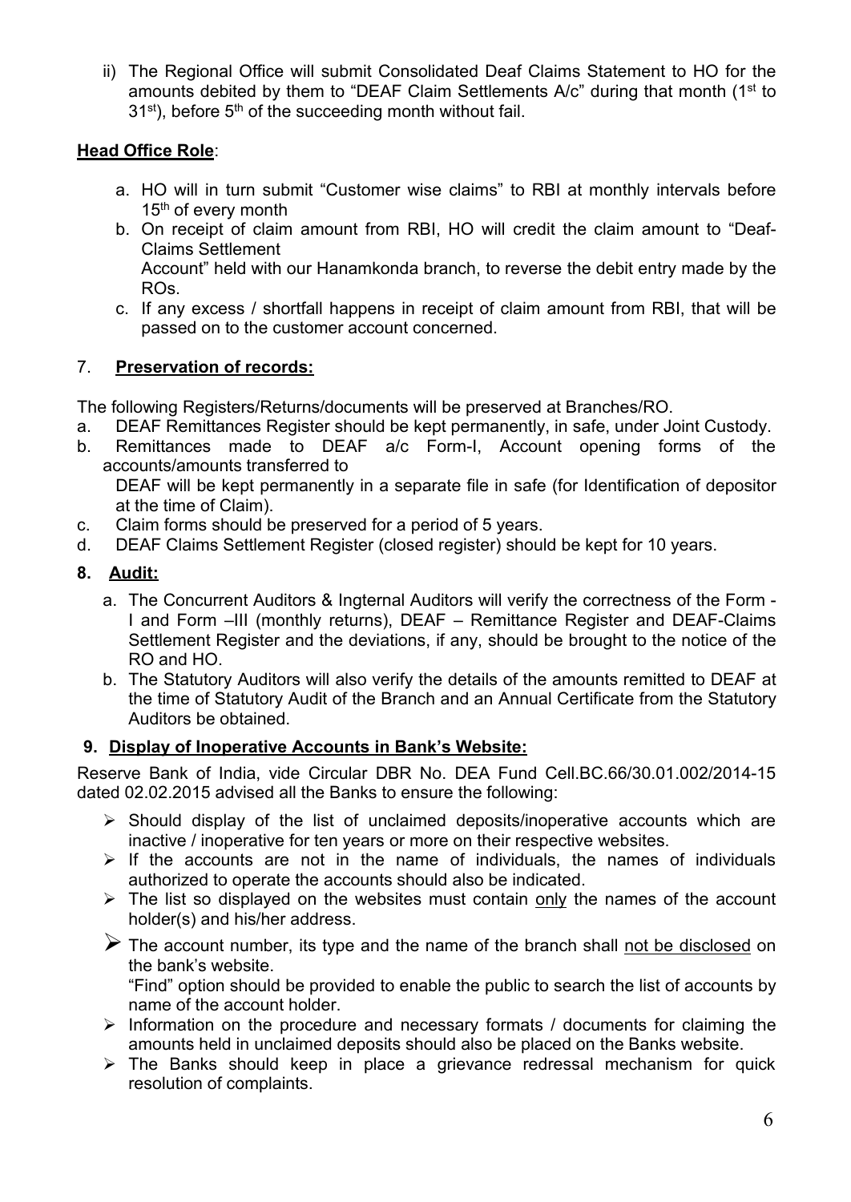ii) The Regional Office will submit Consolidated Deaf Claims Statement to HO for the amounts debited by them to "DEAF Claim Settlements A/c" during that month (1st to 31st), before 5th of the succeeding month without fail.

**Head Office Role**:

a. HO will in turn submit "Customer wise claims" to RBI at monthly intervals before 15th of every month
b. On receipt of claim amount from RBI, HO will credit the claim amount to "Deaf-Claims Settlement
   Account" held with our Hanamkonda branch, to reverse the debit entry made by the ROs.
c. If any excess / shortfall happens in receipt of claim amount from RBI, that will be passed on to the customer account concerned.

## 7. Preservation of records:

The following Registers/Returns/documents will be preserved at Branches/RO.

a. DEAF Remittances Register should be kept permanently, in safe, under Joint Custody.
b. Remittances made to DEAF a/c Form-I, Account opening forms of the accounts/amounts transferred to
   DEAF will be kept permanently in a separate file in safe (for Identification of depositor at the time of Claim).
c. Claim forms should be preserved for a period of 5 years.
d. DEAF Claims Settlement Register (closed register) should be kept for 10 years.

## 8. Audit:

a. The Concurrent Auditors & Ingternal Auditors will verify the correctness of the Form - I and Form –III (monthly returns), DEAF – Remittance Register and DEAF-Claims Settlement Register and the deviations, if any, should be brought to the notice of the RO and HO.
b. The Statutory Auditors will also verify the details of the amounts remitted to DEAF at the time of Statutory Audit of the Branch and an Annual Certificate from the Statutory Auditors be obtained.

## 9. Display of Inoperative Accounts in Bank's Website:

Reserve Bank of India, vide Circular DBR No. DEA Fund Cell.BC.66/30.01.002/2014-15 dated 02.02.2015 advised all the Banks to ensure the following:

- Should display of the list of unclaimed deposits/inoperative accounts which are inactive / inoperative for ten years or more on their respective websites.
- If the accounts are not in the name of individuals, the names of individuals authorized to operate the accounts should also be indicated.
- The list so displayed on the websites must contain only the names of the account holder(s) and his/her address.
- The account number, its type and the name of the branch shall not be disclosed on the bank's website.
  "Find" option should be provided to enable the public to search the list of accounts by name of the account holder.
- Information on the procedure and necessary formats / documents for claiming the amounts held in unclaimed deposits should also be placed on the Banks website.
- The Banks should keep in place a grievance redressal mechanism for quick resolution of complaints.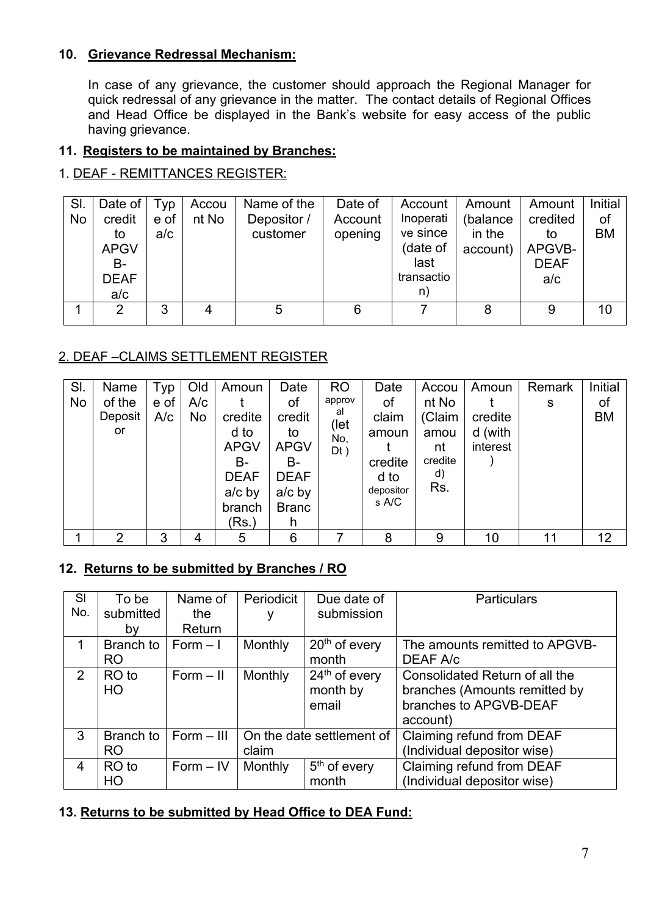## 10. Grievance Redressal Mechanism:

In case of any grievance, the customer should approach the Regional Manager for quick redressal of any grievance in the matter. The contact details of Regional Offices and Head Office be displayed in the Bank's website for easy access of the public having grievance.

## 11. Registers to be maintained by Branches:

1. DEAF - REMITTANCES REGISTER:

| Sl. No | Date of credit to APGVB-DEAF a/c | Type of a/c | Account No | Name of the Depositor / customer | Date of Account opening | Account Inoperative since (date of last transaction) | Amount (balance in the account) | Amount credited to APGVB-DEAF a/c | Initial of BM |
|---|---|---|---|---|---|---|---|---|---|
| 1 | 2 | 3 | 4 | 5 | 6 | 7 | 8 | 9 | 10 |

2. DEAF –CLAIMS SETTLEMENT REGISTER

| Sl. No | Name of the Depositor | Type of A/c | Old A/c No | Amount credited to APGVB-DEAF a/c by branch (Rs.) | Date of credit to APGVB-DEAF a/c by Branch | RO approval (let No, Dt ) | Date of claim amount credited to depositors A/C | Account No (Claim amount credited) Rs. | Amount credited (with interest ) | Remarks | Initial of BM |
|---|---|---|---|---|---|---|---|---|---|---|---|
| 1 | 2 | 3 | 4 | 5 | 6 | 7 | 8 | 9 | 10 | 11 | 12 |

## 12. Returns to be submitted by Branches / RO

| Sl No. | To be submitted by | Name of the Return | Periodicity | Due date of submission | Particulars |
|---|---|---|---|---|---|
| 1 | Branch to RO | Form – I | Monthly | 20th of every month | The amounts remitted to APGVB-DEAF A/c |
| 2 | RO to HO | Form – II | Monthly | 24th of every month by email | Consolidated Return of all the branches (Amounts remitted by branches to APGVB-DEAF account) |
| 3 | Branch to RO | Form – III | On the date settlement of claim | | Claiming refund from DEAF (Individual depositor wise) |
| 4 | RO to HO | Form – IV | Monthly | 5th of every month | Claiming refund from DEAF (Individual depositor wise) |

## 13. Returns to be submitted by Head Office to DEA Fund: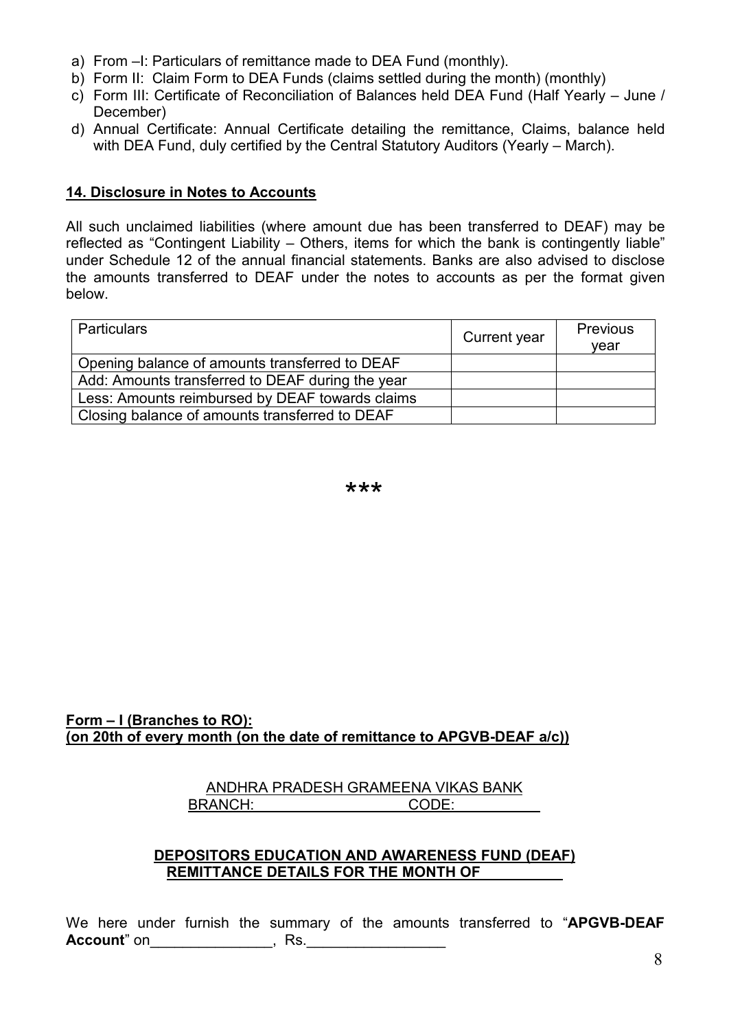a) From –I: Particulars of remittance made to DEA Fund (monthly).
b) Form II: Claim Form to DEA Funds (claims settled during the month) (monthly)
c) Form III: Certificate of Reconciliation of Balances held DEA Fund (Half Yearly – June / December)
d) Annual Certificate: Annual Certificate detailing the remittance, Claims, balance held with DEA Fund, duly certified by the Central Statutory Auditors (Yearly – March).

**14. Disclosure in Notes to Accounts**

All such unclaimed liabilities (where amount due has been transferred to DEAF) may be reflected as "Contingent Liability – Others, items for which the bank is contingently liable" under Schedule 12 of the annual financial statements. Banks are also advised to disclose the amounts transferred to DEAF under the notes to accounts as per the format given below.

| Particulars | Current year | Previous year |
|---|---|---|
| Opening balance of amounts transferred to DEAF | | |
| Add: Amounts transferred to DEAF during the year | | |
| Less: Amounts reimbursed by DEAF towards claims | | |
| Closing balance of amounts transferred to DEAF | | |

***

**Form – I (Branches to RO):**
**(on 20th of every month (on the date of remittance to APGVB-DEAF a/c))**

ANDHRA PRADESH GRAMEENA VIKAS BANK
BRANCH: CODE:

**DEPOSITORS EDUCATION AND AWARENESS FUND (DEAF)**
**REMITTANCE DETAILS FOR THE MONTH OF**

We here under furnish the summary of the amounts transferred to "**APGVB-DEAF Account**" on_______________, Rs._________________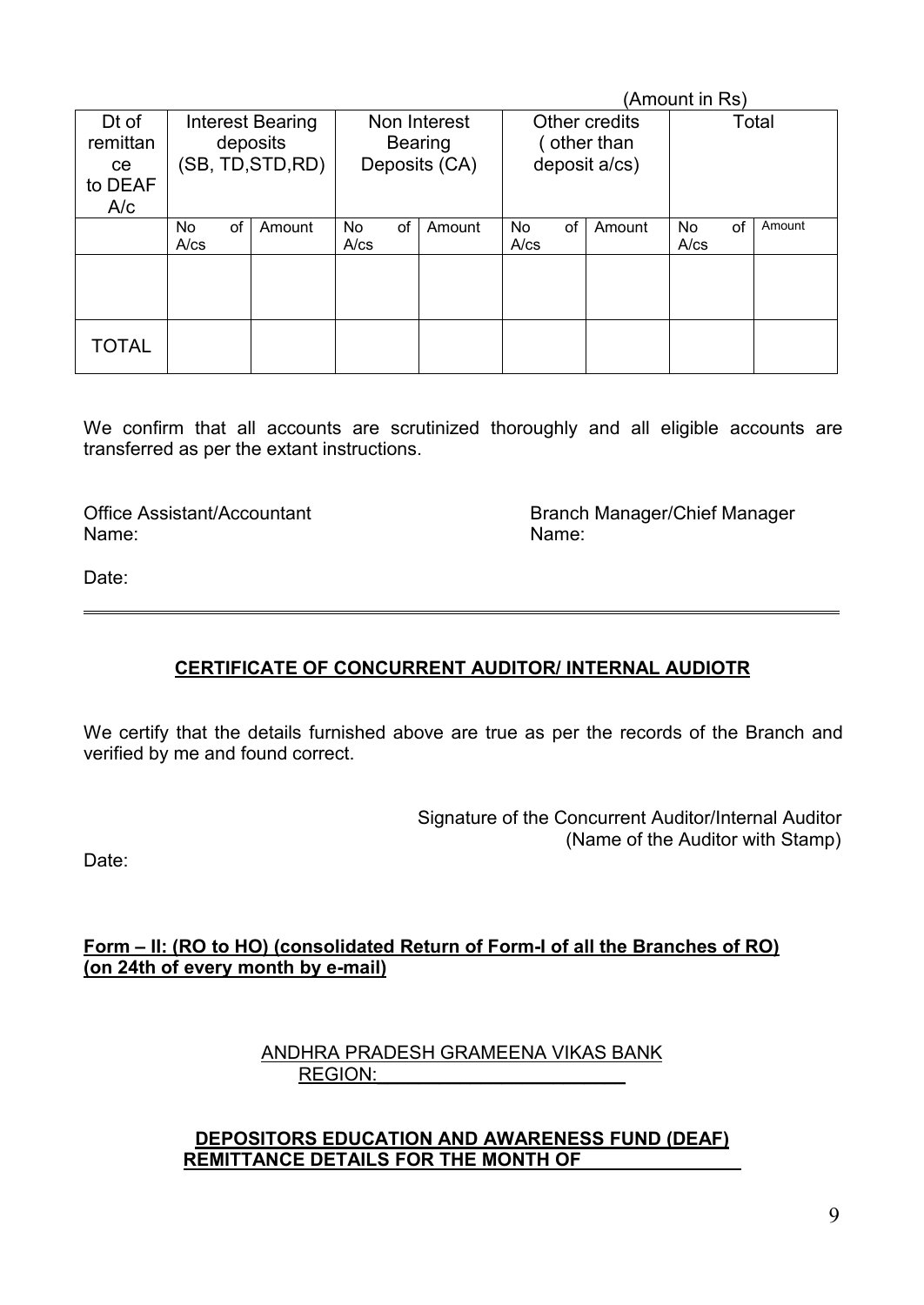(Amount in Rs)

| Dt of remittance to DEAF A/c | Interest Bearing deposits (SB, TD,STD,RD) | | Non Interest Bearing Deposits (CA) | | Other credits ( other than deposit a/cs) | | Total | |
|---|---|---|---|---|---|---|---|---|
| | No of A/cs | Amount | No of A/cs | Amount | No of A/cs | Amount | No of A/cs | Amount |
| | | | | | | | | |
| TOTAL | | | | | | | | |

We confirm that all accounts are scrutinized thoroughly and all eligible accounts are transferred as per the extant instructions.

Office Assistant/Accountant
Name:

Branch Manager/Chief Manager
Name:

Date:

---

## CERTIFICATE OF CONCURRENT AUDITOR/ INTERNAL AUDIOTR

We certify that the details furnished above are true as per the records of the Branch and verified by me and found correct.

Signature of the Concurrent Auditor/Internal Auditor
(Name of the Auditor with Stamp)

Date:

**Form – II: (RO to HO) (consolidated Return of Form-I of all the Branches of RO) (on 24th of every month by e-mail)**

ANDHRA PRADESH GRAMEENA VIKAS BANK
REGION:\_\_\_\_\_\_\_\_\_\_\_\_\_\_\_\_\_\_\_\_\_\_\_\_

**DEPOSITORS EDUCATION AND AWARENESS FUND (DEAF) REMITTANCE DETAILS FOR THE MONTH OF \_\_\_\_\_\_\_\_\_\_\_\_\_\_\_\_**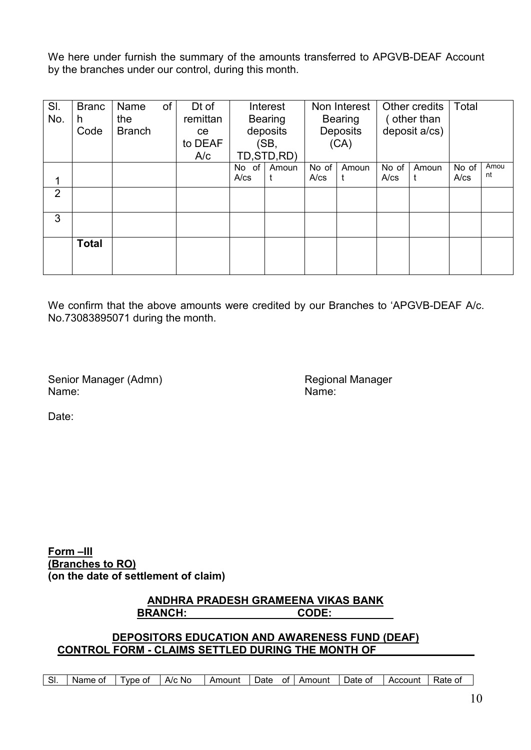We here under furnish the summary of the amounts transferred to APGVB-DEAF Account by the branches under our control, during this month.

| Sl. No. | Branch Code | Name of the Branch | Dt of remittance to DEAF A/c | Interest Bearing deposits (SB, TD,STD,RD) | | Non Interest Bearing Deposits (CA) | | Other credits ( other than deposit a/cs) | | Total | |
|---|---|---|---|---|---|---|---|---|---|---|---|
| | | | | No of A/cs | Amount | No of A/cs | Amount | No of A/cs | Amount | No of A/cs | Amount |
| 1 | | | | | | | | | | | |
| 2 | | | | | | | | | | | |
| 3 | | | | | | | | | | | |
| | **Total** | | | | | | | | | | |

We confirm that the above amounts were credited by our Branches to 'APGVB-DEAF A/c. No.73083895071 during the month.

Senior Manager (Admn)
Name:

Regional Manager
Name:

Date:

**Form –III**
**(Branches to RO)**
**(on the date of settlement of claim)**

**ANDHRA PRADESH GRAMEENA VIKAS BANK**
**BRANCH: CODE:**

**DEPOSITORS EDUCATION AND AWARENESS FUND (DEAF)**
**CONTROL FORM - CLAIMS SETTLED DURING THE MONTH OF**

| Sl. | Name of | Type of | A/c No | Amount | Date of | Amount | Date of | Account | Rate of |
|---|---|---|---|---|---|---|---|---|---|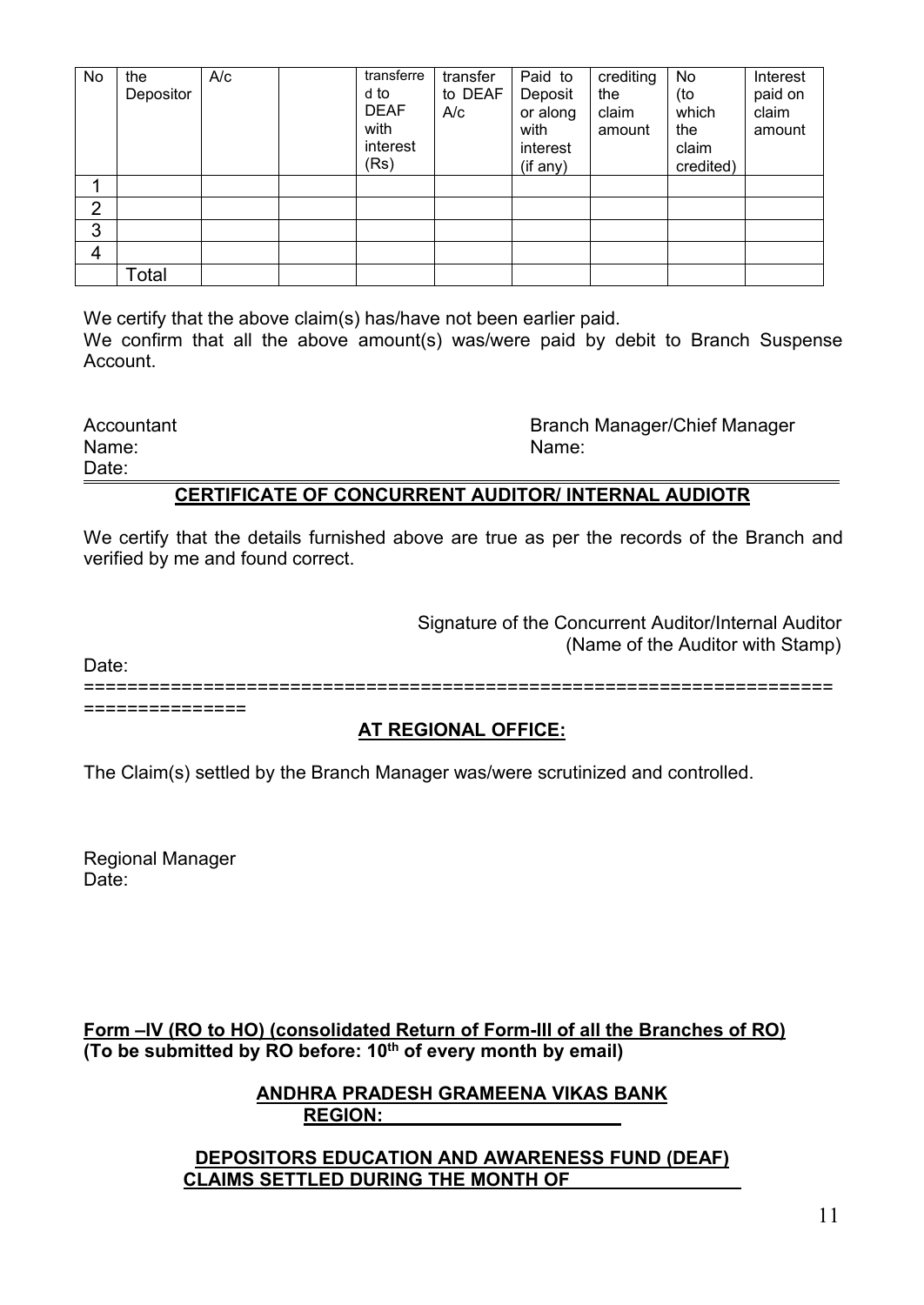| No | the Depositor | A/c | | transferred to DEAF with interest (Rs) | transfer to DEAF A/c | Paid to Deposit or along with interest (if any) | crediting the claim amount | No (to which the claim credited) | Interest paid on claim amount |
|---|---|---|---|---|---|---|---|---|---|
| 1 | | | | | | | | | |
| 2 | | | | | | | | | |
| 3 | | | | | | | | | |
| 4 | | | | | | | | | |
| | Total | | | | | | | | |

We certify that the above claim(s) has/have not been earlier paid.

We confirm that all the above amount(s) was/were paid by debit to Branch Suspense Account.

Accountant
Name:
Date:

Branch Manager/Chief Manager
Name:

## CERTIFICATE OF CONCURRENT AUDITOR/ INTERNAL AUDIOTR

We certify that the details furnished above are true as per the records of the Branch and verified by me and found correct.

Signature of the Concurrent Auditor/Internal Auditor
(Name of the Auditor with Stamp)

Date:

=================================================================================

## AT REGIONAL OFFICE:

The Claim(s) settled by the Branch Manager was/were scrutinized and controlled.

Regional Manager
Date:

**Form –IV (RO to HO) (consolidated Return of Form-III of all the Branches of RO)**
**(To be submitted by RO before: 10th of every month by email)**

**ANDHRA PRADESH GRAMEENA VIKAS BANK**
**REGION: ____________________**

**DEPOSITORS EDUCATION AND AWARENESS FUND (DEAF)**
**CLAIMS SETTLED DURING THE MONTH OF ______________**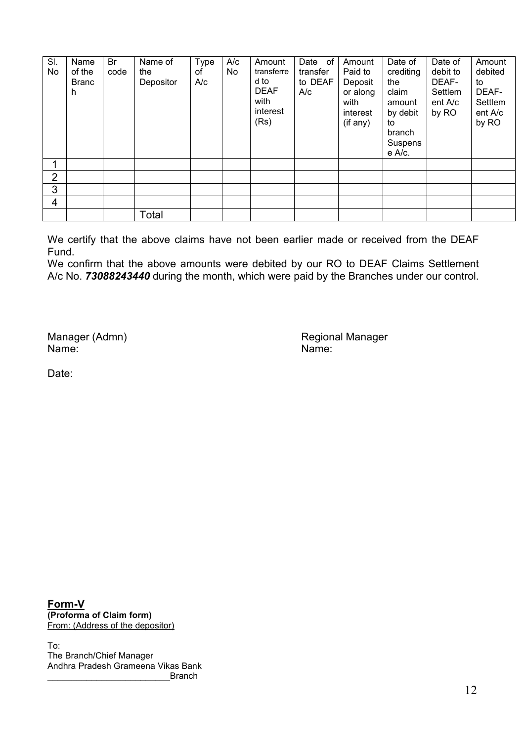| Sl. No | Name of the Branch | Br code | Name of the Depositor | Type of A/c | A/c No | Amount transferred to DEAF with interest (Rs) | Date of transfer to DEAF A/c | Amount Paid to Depositor along with interest (if any) | Date of crediting the claim amount by debit to branch Suspense A/c. | Date of debit to DEAF-Settlement A/c by RO | Amount debited to DEAF-Settlement A/c by RO |
|---|---|---|---|---|---|---|---|---|---|---|---|
| 1 | | | | | | | | | | | |
| 2 | | | | | | | | | | | |
| 3 | | | | | | | | | | | |
| 4 | | | | | | | | | | | |
| | | | Total | | | | | | | | |

We certify that the above claims have not been earlier made or received from the DEAF Fund.
We confirm that the above amounts were debited by our RO to DEAF Claims Settlement A/c No. ***73088243440*** during the month, which were paid by the Branches under our control.

Manager (Admn)
Name:

Regional Manager
Name:

Date:

**Form-V**
**(Proforma of Claim form)**
From: (Address of the depositor)

To:
The Branch/Chief Manager
Andhra Pradesh Grameena Vikas Bank
_________________________Branch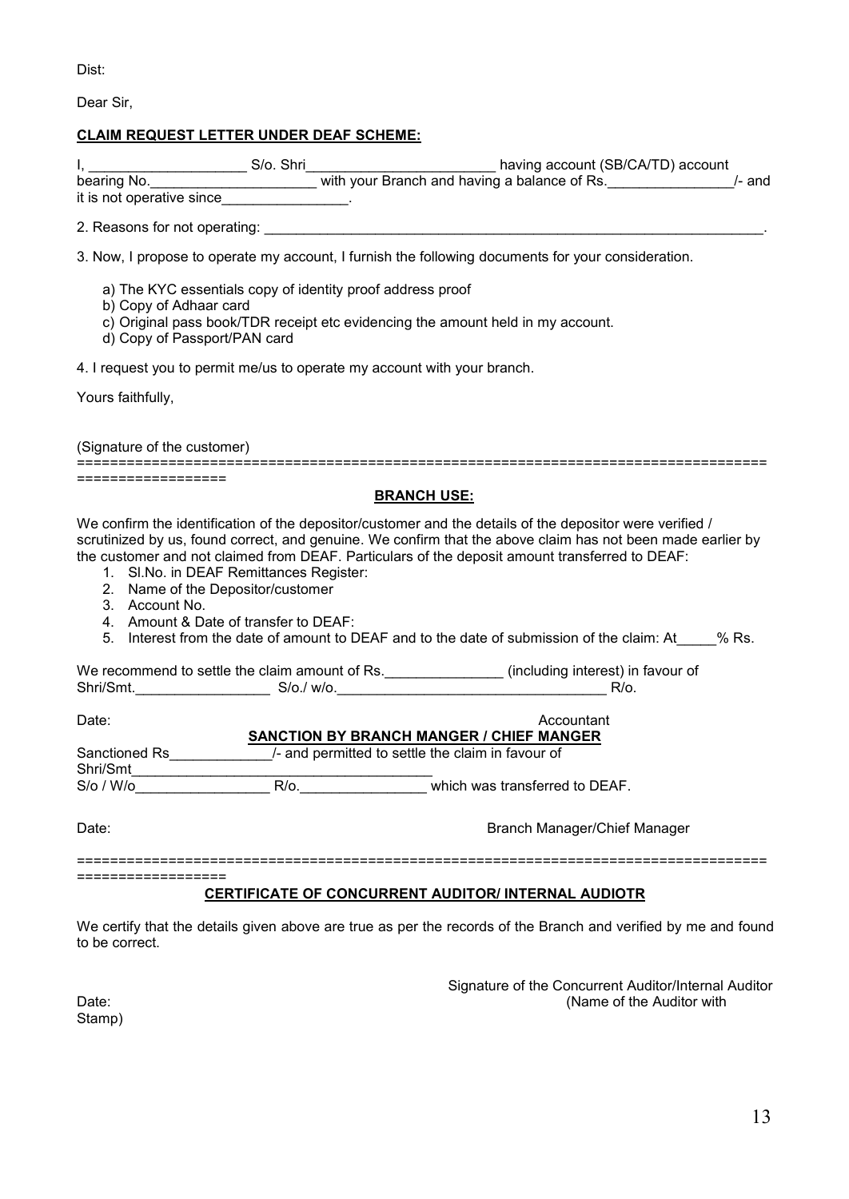Dist:

Dear Sir,

**CLAIM REQUEST LETTER UNDER DEAF SCHEME:**

I, ____________________ S/o. Shri________________________ having account (SB/CA/TD) account bearing No.____________________ with your Branch and having a balance of Rs.________________/- and it is not operative since________________.

2. Reasons for not operating: _________________________________________________________________.

3. Now, I propose to operate my account, I furnish the following documents for your consideration.

   a) The KYC essentials copy of identity proof address proof
   b) Copy of Adhaar card
   c) Original pass book/TDR receipt etc evidencing the amount held in my account.
   d) Copy of Passport/PAN card

4. I request you to permit me/us to operate my account with your branch.

Yours faithfully,

(Signature of the customer)

==================================================================================================

**BRANCH USE:**

We confirm the identification of the depositor/customer and the details of the depositor were verified / scrutinized by us, found correct, and genuine. We confirm that the above claim has not been made earlier by the customer and not claimed from DEAF. Particulars of the deposit amount transferred to DEAF:

1. Sl.No. in DEAF Remittances Register:
2. Name of the Depositor/customer
3. Account No.
4. Amount & Date of transfer to DEAF:
5. Interest from the date of amount to DEAF and to the date of submission of the claim: At_____% Rs.

We recommend to settle the claim amount of Rs._______________ (including interest) in favour of Shri/Smt._________________ S/o./ w/o.__________________________________ R/o.

Date: Accountant

**SANCTION BY BRANCH MANGER / CHIEF MANGER**

Sanctioned Rs_____________/- and permitted to settle the claim in favour of Shri/Smt______________________________________
S/o / W/o_________________ R/o.________________ which was transferred to DEAF.

Date: Branch Manager/Chief Manager

==================================================================================================

**CERTIFICATE OF CONCURRENT AUDITOR/ INTERNAL AUDIOTR**

We certify that the details given above are true as per the records of the Branch and verified by me and found to be correct.

Signature of the Concurrent Auditor/Internal Auditor

Date: (Name of the Auditor with Stamp)